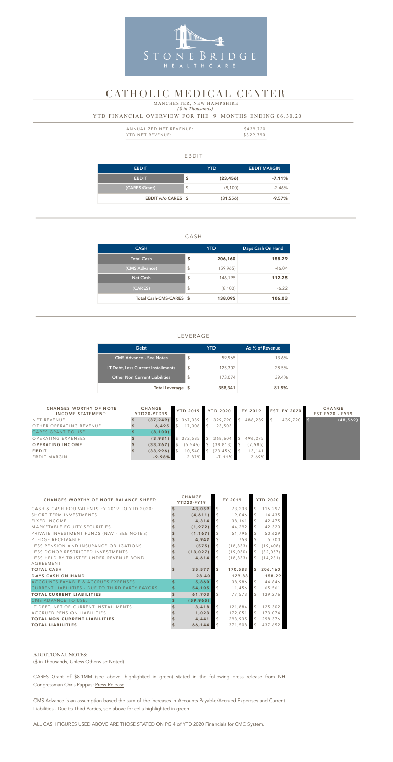STONEBRIDGE HEALTHCARE

# CATHOLIC MEDICAL CENTER

MANCHESTER, NEW HAMPSHIRE

*($ in Thousands)*

YTD FINANCIAL OVERVIEW FOR THE 9 MONTHS ENDING 06.30.20

| | |
|---|---|
| ANNUALIZED NET REVENUE: | $439,720 |
| YTD NET REVENUE: | $329,790 |

## EBDIT

| EBDIT | YTD | EBDIT MARGIN |
|---|---|---|
| EBDIT | $ (23,456) | -7.11% |
| (CARES Grant) | $ (8,100) | -2.46% |
| EBDIT w/o CARES | $ (31,556) | -9.57% |

## CASH

| CASH | YTD | Days Cash On Hand |
|---|---|---|
| Total Cash | $ 206,160 | 158.29 |
| (CMS Advance) | $ (59,965) | -46.04 |
| Net Cash | $ 146,195 | 112.25 |
| (CARES) | $ (8,100) | -6.22 |
| Total Cash-CMS-CARES | $ 138,095 | 106.03 |

## LEVERAGE

| Debt | YTD | As % of Revenue |
|---|---|---|
| CMS Advance - See Notes | $ 59,965 | 13.6% |
| LT Debt, Less Current Installments | $ 125,302 | 28.5% |
| Other Non Current Liabilities | $ 173,074 | 39.4% |
| Total Leverage | $ 358,341 | 81.5% |

| CHANGES WORTHY OF NOTE INCOME STATEMENT: | CHANGE YTD20-YTD19 | YTD 2019 | YTD 2020 | FY 2019 | EST. FY 2020 | CHANGE EST.FY20 - FY19 |
|---|---|---|---|---|---|---|
| NET REVENUE | $ (37,249) | $ 367,039 | $ 329,790 | $ 488,289 | $ 439,720 | $ (48,569) |
| OTHER OPERATING REVENUE | $ 6,495 | $ 17,008 | $ 23,503 | | | |
| CARES GRANT TO USE: | $ (8,100) | | | | | |
| OPERATING EXPENSES | $ (3,981) | $ 372,585 | $ 368,604 | $ 496,275 | | |
| **OPERATING INCOME** | $ (33,267) | $ (5,546) | $ (38,813) | $ (7,985) | | |
| **EBDIT** | $ (33,996) | $ 10,540 | $ (23,456) | $ 13,141 | | |
| EBDIT MARGIN | -9.98% | 2.87% | -7.11% | 2.69% | | |

| CHANGES WORTHY OF NOTE BALANCE SHEET: | CHANGE YTD20-FY19 | FY 2019 | YTD 2020 |
|---|---|---|---|
| CASH & CASH EQUIVALENTS FY 2019 TO YTD 2020: | $ 43,059 | $ 73,238 | $ 116,297 |
| SHORT TERM INVESTMENTS | $ (4,611) | $ 19,046 | $ 14,435 |
| FIXED INCOME | $ 4,314 | $ 38,161 | $ 42,475 |
| MARKETABLE EQUITY SECURITIES | $ (1,972) | $ 44,292 | $ 42,320 |
| PRIVATE INVESTMENT FUNDS (NAV - SEE NOTES) | $ (1,167) | $ 51,796 | $ 50,629 |
| PLEDGE RECEIVABLE | $ 4,942 | $ 758 | $ 5,700 |
| LESS PENSION AND INSURANCE OBLIGATIONS | $ (575) | $ (18,833) | $ (19,408) |
| LESS DONOR RESTRICTED INVESTMENTS | $ (13,027) | $ (19,030) | $ (32,057) |
| LESS HELD BY TRUSTEE UNDER REVENUE BOND AGREEMENT | $ 4,614 | $ (18,833) | $ (14,231) |
| **TOTAL CASH** | $ 35,577 | $ 170,583 | $ 206,160 |
| **DAYS CASH ON HAND** | 28.40 | 129.88 | 158.29 |
| ACCOUNTS PAYABLE & ACCRUES EXPENSES | $ 5,860 | $ 38,986 | $ 44,846 |
| CURRENT LIABILITIES - DUE TO THIRD PARTY PAYORS | $ 54,105 | $ 11,456 | $ 65,561 |
| **TOTAL CURRENT LIABILITIES** | $ 61,703 | $ 77,573 | $ 139,276 |
| CMS ADVANCE TO USE: | $ (59,965) | | |
| LT DEBT, NET OF CURRENT INSTALLMENTS | $ 3,418 | $ 121,884 | $ 125,302 |
| ACCRUED PENSION LIABILITIES | $ 1,023 | $ 172,051 | $ 173,074 |
| **TOTAL NON CURRENT LIABILITIES** | $ 4,441 | $ 293,935 | $ 298,376 |
| **TOTAL LIABILITIES** | $ 66,144 | $ 371,508 | $ 437,652 |

ADDITIONAL NOTES:

($ in Thousands, Unless Otherwise Noted)

CARES Grant of $8.1MM (see above, highlighted in green) stated in the following press release from NH Congressman Chris Pappas: Press Release .

CMS Advance is an assumption based the sum of the increases in Accounts Payable/Accrued Expenses and Current Liabilities - Due to Third Parties, see above for cells highlighted in green.

ALL CASH FIGURES USED ABOVE ARE THOSE STATED ON PG 4 of YTD 2020 Financials for CMC System.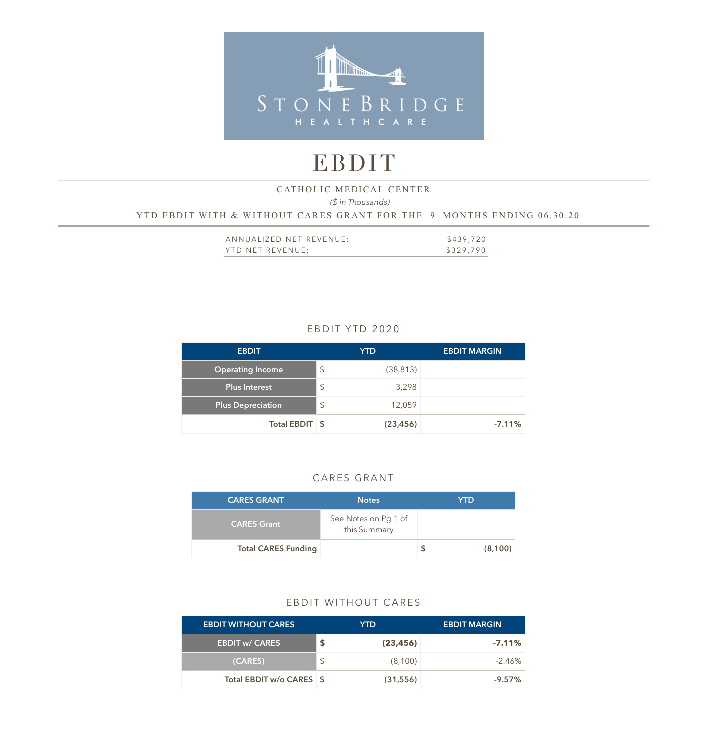STONE BRIDGE HEALTHCARE

# EBDIT

CATHOLIC MEDICAL CENTER

*($ in Thousands)*

YTD EBDIT WITH & WITHOUT CARES GRANT FOR THE 9 MONTHS ENDING 06.30.20

| | |
|---|---|
| ANNUALIZED NET REVENUE: | $439,720 |
| YTD NET REVENUE: | $329,790 |

## EBDIT YTD 2020

| EBDIT | | YTD | EBDIT MARGIN |
|---|---|---|---|
| Operating Income | $ | (38,813) | |
| Plus Interest | $ | 3,298 | |
| Plus Depreciation | $ | 12,059 | |
| **Total EBDIT** | **$** | **(23,456)** | **-7.11%** |

## CARES GRANT

| CARES GRANT | Notes | | YTD |
|---|---|---|---|
| CARES Grant | See Notes on Pg 1 of this Summary | | |
| **Total CARES Funding** | | **$** | **(8,100)** |

## EBDIT WITHOUT CARES

| EBDIT WITHOUT CARES | | YTD | EBDIT MARGIN |
|---|---|---|---|
| **EBDIT w/ CARES** | **$** | **(23,456)** | **-7.11%** |
| (CARES) | $ | (8,100) | -2.46% |
| **Total EBDIT w/o CARES** | **$** | **(31,556)** | **-9.57%** |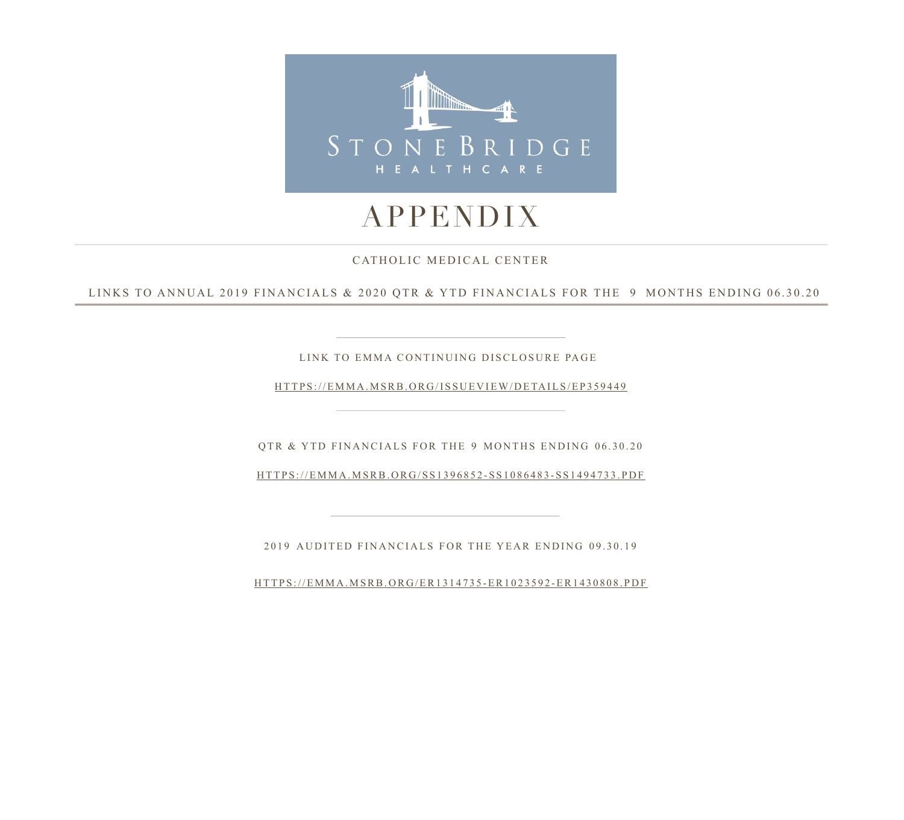STONEBRIDGE HEALTHCARE

# APPENDIX

CATHOLIC MEDICAL CENTER

LINKS TO ANNUAL 2019 FINANCIALS & 2020 QTR & YTD FINANCIALS FOR THE 9 MONTHS ENDING 06.30.20

---

LINK TO EMMA CONTINUING DISCLOSURE PAGE

HTTPS://EMMA.MSRB.ORG/ISSUEVIEW/DETAILS/EP359449

---

QTR & YTD FINANCIALS FOR THE 9 MONTHS ENDING 06.30.20

HTTPS://EMMA.MSRB.ORG/SS1396852-SS1086483-SS1494733.PDF

---

2019 AUDITED FINANCIALS FOR THE YEAR ENDING 09.30.19

HTTPS://EMMA.MSRB.ORG/ER1314735-ER1023592-ER1430808.PDF